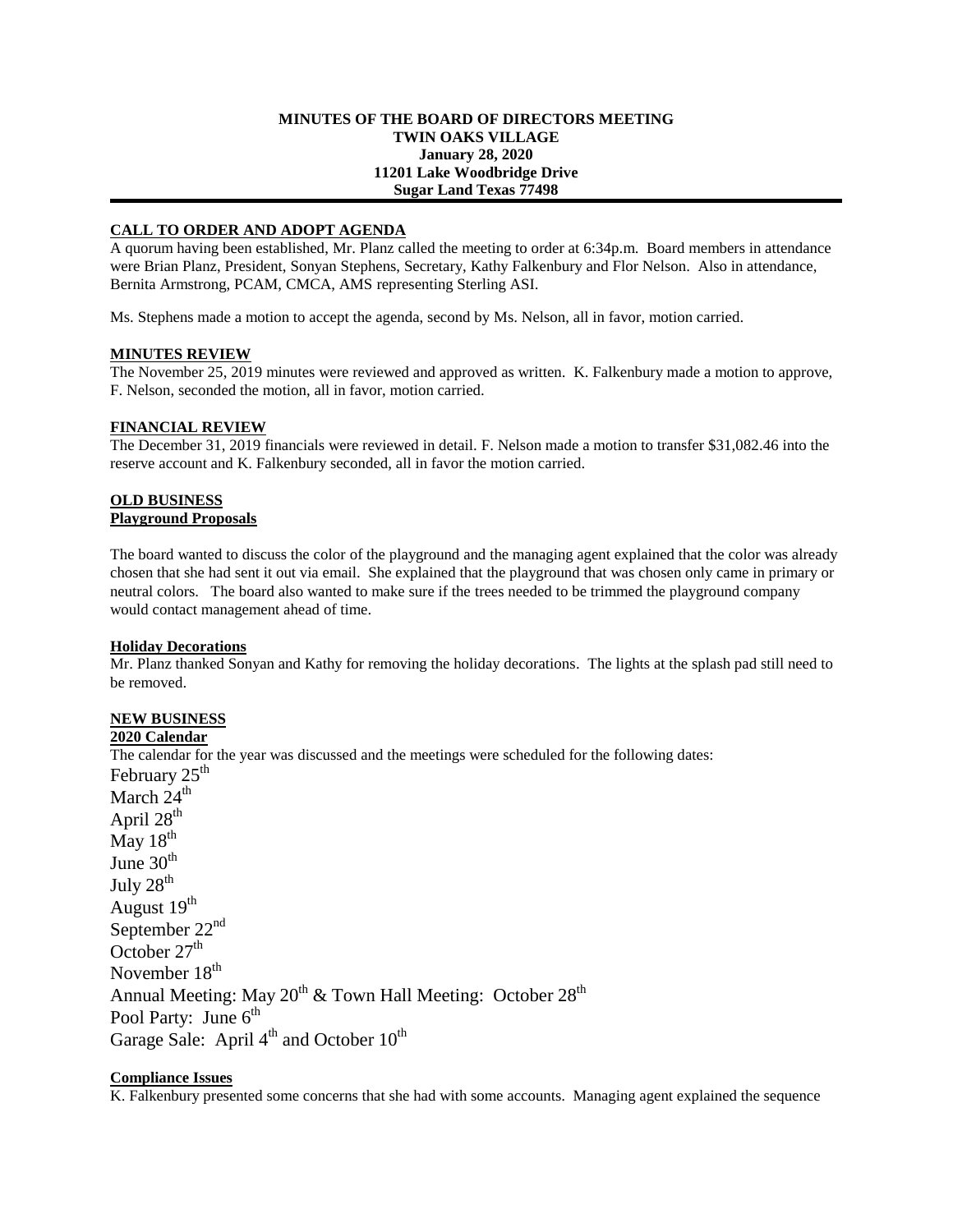**MINUTES OF THE BOARD OF DIRECTORS MEETING**
**TWIN OAKS VILLAGE**
**January 28, 2020**
**11201 Lake Woodbridge Drive**
**Sugar Land Texas 77498**

---

**CALL TO ORDER AND ADOPT AGENDA**

A quorum having been established, Mr. Planz called the meeting to order at 6:34p.m. Board members in attendance were Brian Planz, President, Sonyan Stephens, Secretary, Kathy Falkenbury and Flor Nelson. Also in attendance, Bernita Armstrong, PCAM, CMCA, AMS representing Sterling ASI.

Ms. Stephens made a motion to accept the agenda, second by Ms. Nelson, all in favor, motion carried.

**MINUTES REVIEW**

The November 25, 2019 minutes were reviewed and approved as written. K. Falkenbury made a motion to approve, F. Nelson, seconded the motion, all in favor, motion carried.

**FINANCIAL REVIEW**

The December 31, 2019 financials were reviewed in detail. F. Nelson made a motion to transfer $31,082.46 into the reserve account and K. Falkenbury seconded, all in favor the motion carried.

**OLD BUSINESS**

**Playground Proposals**

The board wanted to discuss the color of the playground and the managing agent explained that the color was already chosen that she had sent it out via email. She explained that the playground that was chosen only came in primary or neutral colors. The board also wanted to make sure if the trees needed to be trimmed the playground company would contact management ahead of time.

**Holiday Decorations**

Mr. Planz thanked Sonyan and Kathy for removing the holiday decorations. The lights at the splash pad still need to be removed.

**NEW BUSINESS**

**2020 Calendar**

The calendar for the year was discussed and the meetings were scheduled for the following dates:

February 25th
March 24th
April 28th
May 18th
June 30th
July 28th
August 19th
September 22nd
October 27th
November 18th
Annual Meeting: May 20th & Town Hall Meeting: October 28th
Pool Party: June 6th
Garage Sale: April 4th and October 10th

**Compliance Issues**

K. Falkenbury presented some concerns that she had with some accounts. Managing agent explained the sequence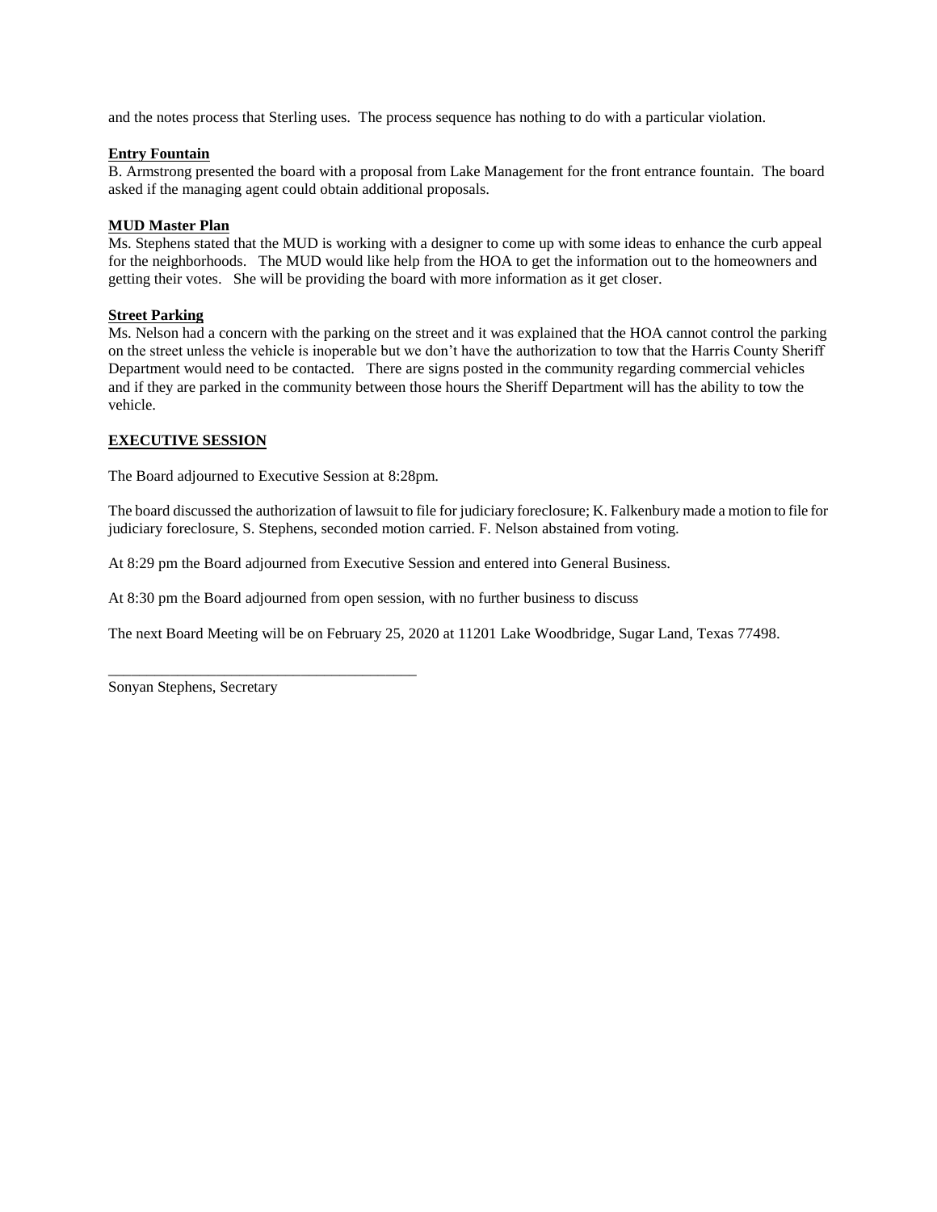and the notes process that Sterling uses. The process sequence has nothing to do with a particular violation.

**Entry Fountain**

B. Armstrong presented the board with a proposal from Lake Management for the front entrance fountain. The board asked if the managing agent could obtain additional proposals.

**MUD Master Plan**

Ms. Stephens stated that the MUD is working with a designer to come up with some ideas to enhance the curb appeal for the neighborhoods. The MUD would like help from the HOA to get the information out to the homeowners and getting their votes. She will be providing the board with more information as it get closer.

**Street Parking**

Ms. Nelson had a concern with the parking on the street and it was explained that the HOA cannot control the parking on the street unless the vehicle is inoperable but we don't have the authorization to tow that the Harris County Sheriff Department would need to be contacted. There are signs posted in the community regarding commercial vehicles and if they are parked in the community between those hours the Sheriff Department will has the ability to tow the vehicle.

**EXECUTIVE SESSION**

The Board adjourned to Executive Session at 8:28pm.

The board discussed the authorization of lawsuit to file for judiciary foreclosure; K. Falkenbury made a motion to file for judiciary foreclosure, S. Stephens, seconded motion carried. F. Nelson abstained from voting.

At 8:29 pm the Board adjourned from Executive Session and entered into General Business.

At 8:30 pm the Board adjourned from open session, with no further business to discuss

The next Board Meeting will be on February 25, 2020 at 11201 Lake Woodbridge, Sugar Land, Texas 77498.

\_\_\_\_\_\_\_\_\_\_\_\_\_\_\_\_\_\_\_\_\_\_\_\_\_\_\_\_\_\_\_\_\_\_\_\_\_\_\_\_

Sonyan Stephens, Secretary